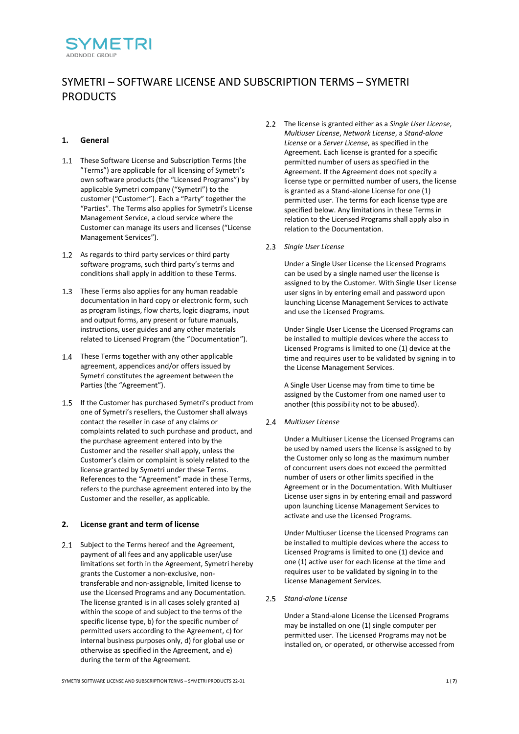SYMETRI
ADDNODE GROUP

# SYMETRI – SOFTWARE LICENSE AND SUBSCRIPTION TERMS – SYMETRI PRODUCTS

## 1. General

1.1 These Software License and Subscription Terms (the "Terms") are applicable for all licensing of Symetri's own software products (the "Licensed Programs") by applicable Symetri company ("Symetri") to the customer ("Customer"). Each a "Party" together the "Parties". The Terms also applies for Symetri's License Management Service, a cloud service where the Customer can manage its users and licenses ("License Management Services").

1.2 As regards to third party services or third party software programs, such third party's terms and conditions shall apply in addition to these Terms.

1.3 These Terms also applies for any human readable documentation in hard copy or electronic form, such as program listings, flow charts, logic diagrams, input and output forms, any present or future manuals, instructions, user guides and any other materials related to Licensed Program (the "Documentation").

1.4 These Terms together with any other applicable agreement, appendices and/or offers issued by Symetri constitutes the agreement between the Parties (the "Agreement").

1.5 If the Customer has purchased Symetri's product from one of Symetri's resellers, the Customer shall always contact the reseller in case of any claims or complaints related to such purchase and product, and the purchase agreement entered into by the Customer and the reseller shall apply, unless the Customer's claim or complaint is solely related to the license granted by Symetri under these Terms. References to the "Agreement" made in these Terms, refers to the purchase agreement entered into by the Customer and the reseller, as applicable.

## 2. License grant and term of license

2.1 Subject to the Terms hereof and the Agreement, payment of all fees and any applicable user/use limitations set forth in the Agreement, Symetri hereby grants the Customer a non-exclusive, non-transferable and non-assignable, limited license to use the Licensed Programs and any Documentation. The license granted is in all cases solely granted a) within the scope of and subject to the terms of the specific license type, b) for the specific number of permitted users according to the Agreement, c) for internal business purposes only, d) for global use or otherwise as specified in the Agreement, and e) during the term of the Agreement.

2.2 The license is granted either as a *Single User License*, *Multiuser License*, *Network License*, a *Stand-alone License* or a *Server License*, as specified in the Agreement. Each license is granted for a specific permitted number of users as specified in the Agreement. If the Agreement does not specify a license type or permitted number of users, the license is granted as a Stand-alone License for one (1) permitted user. The terms for each license type are specified below. Any limitations in these Terms in relation to the Licensed Programs shall apply also in relation to the Documentation.

2.3 *Single User License*

Under a Single User License the Licensed Programs can be used by a single named user the license is assigned to by the Customer. With Single User License user signs in by entering email and password upon launching License Management Services to activate and use the Licensed Programs.

Under Single User License the Licensed Programs can be installed to multiple devices where the access to Licensed Programs is limited to one (1) device at the time and requires user to be validated by signing in to the License Management Services.

A Single User License may from time to time be assigned by the Customer from one named user to another (this possibility not to be abused).

2.4 *Multiuser License*

Under a Multiuser License the Licensed Programs can be used by named users the license is assigned to by the Customer only so long as the maximum number of concurrent users does not exceed the permitted number of users or other limits specified in the Agreement or in the Documentation. With Multiuser License user signs in by entering email and password upon launching License Management Services to activate and use the Licensed Programs.

Under Multiuser License the Licensed Programs can be installed to multiple devices where the access to Licensed Programs is limited to one (1) device and one (1) active user for each license at the time and requires user to be validated by signing in to the License Management Services.

2.5 *Stand-alone License*

Under a Stand-alone License the Licensed Programs may be installed on one (1) single computer per permitted user. The Licensed Programs may not be installed on, or operated, or otherwise accessed from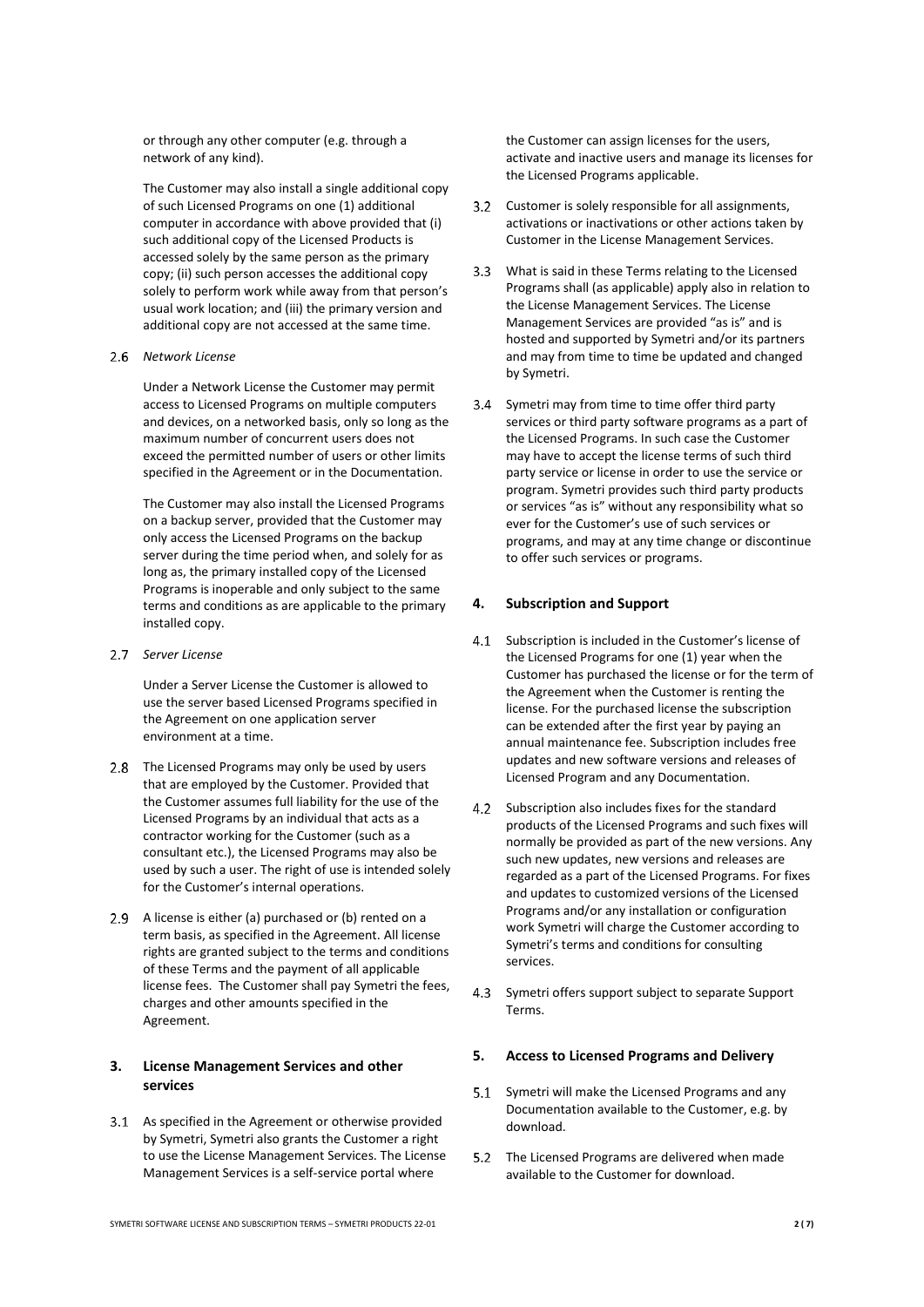or through any other computer (e.g. through a network of any kind).

The Customer may also install a single additional copy of such Licensed Programs on one (1) additional computer in accordance with above provided that (i) such additional copy of the Licensed Products is accessed solely by the same person as the primary copy; (ii) such person accesses the additional copy solely to perform work while away from that person's usual work location; and (iii) the primary version and additional copy are not accessed at the same time.

2.6 *Network License*

Under a Network License the Customer may permit access to Licensed Programs on multiple computers and devices, on a networked basis, only so long as the maximum number of concurrent users does not exceed the permitted number of users or other limits specified in the Agreement or in the Documentation.

The Customer may also install the Licensed Programs on a backup server, provided that the Customer may only access the Licensed Programs on the backup server during the time period when, and solely for as long as, the primary installed copy of the Licensed Programs is inoperable and only subject to the same terms and conditions as are applicable to the primary installed copy.

2.7 *Server License*

Under a Server License the Customer is allowed to use the server based Licensed Programs specified in the Agreement on one application server environment at a time.

2.8 The Licensed Programs may only be used by users that are employed by the Customer. Provided that the Customer assumes full liability for the use of the Licensed Programs by an individual that acts as a contractor working for the Customer (such as a consultant etc.), the Licensed Programs may also be used by such a user. The right of use is intended solely for the Customer's internal operations.

2.9 A license is either (a) purchased or (b) rented on a term basis, as specified in the Agreement. All license rights are granted subject to the terms and conditions of these Terms and the payment of all applicable license fees. The Customer shall pay Symetri the fees, charges and other amounts specified in the Agreement.

## 3. License Management Services and other services

3.1 As specified in the Agreement or otherwise provided by Symetri, Symetri also grants the Customer a right to use the License Management Services. The License Management Services is a self-service portal where the Customer can assign licenses for the users, activate and inactive users and manage its licenses for the Licensed Programs applicable.

3.2 Customer is solely responsible for all assignments, activations or inactivations or other actions taken by Customer in the License Management Services.

3.3 What is said in these Terms relating to the Licensed Programs shall (as applicable) apply also in relation to the License Management Services. The License Management Services are provided "as is" and is hosted and supported by Symetri and/or its partners and may from time to time be updated and changed by Symetri.

3.4 Symetri may from time to time offer third party services or third party software programs as a part of the Licensed Programs. In such case the Customer may have to accept the license terms of such third party service or license in order to use the service or program. Symetri provides such third party products or services "as is" without any responsibility what so ever for the Customer's use of such services or programs, and may at any time change or discontinue to offer such services or programs.

## 4. Subscription and Support

4.1 Subscription is included in the Customer's license of the Licensed Programs for one (1) year when the Customer has purchased the license or for the term of the Agreement when the Customer is renting the license. For the purchased license the subscription can be extended after the first year by paying an annual maintenance fee. Subscription includes free updates and new software versions and releases of Licensed Program and any Documentation.

4.2 Subscription also includes fixes for the standard products of the Licensed Programs and such fixes will normally be provided as part of the new versions. Any such new updates, new versions and releases are regarded as a part of the Licensed Programs. For fixes and updates to customized versions of the Licensed Programs and/or any installation or configuration work Symetri will charge the Customer according to Symetri's terms and conditions for consulting services.

4.3 Symetri offers support subject to separate Support Terms.

## 5. Access to Licensed Programs and Delivery

5.1 Symetri will make the Licensed Programs and any Documentation available to the Customer, e.g. by download.

5.2 The Licensed Programs are delivered when made available to the Customer for download.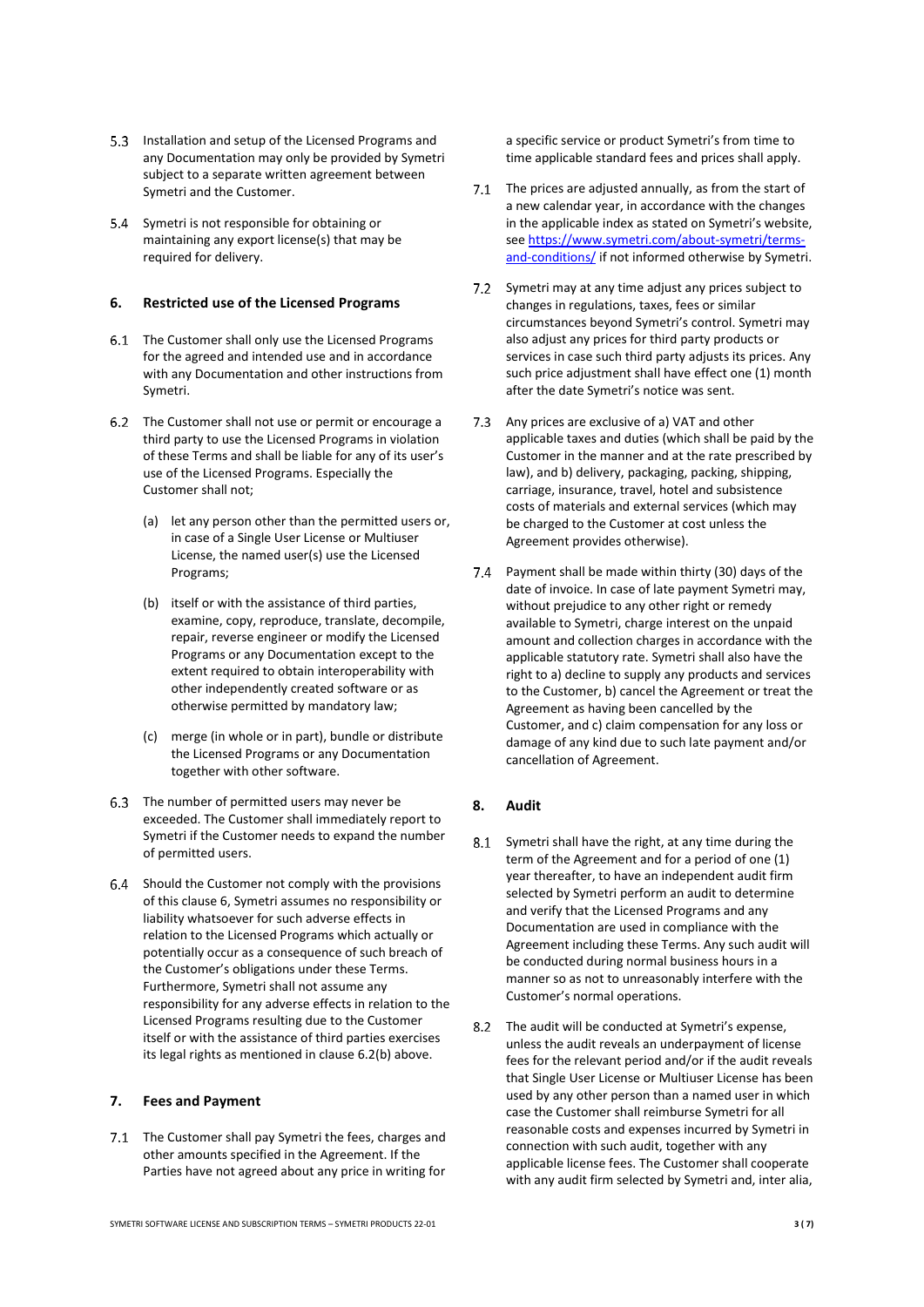5.3 Installation and setup of the Licensed Programs and any Documentation may only be provided by Symetri subject to a separate written agreement between Symetri and the Customer.

5.4 Symetri is not responsible for obtaining or maintaining any export license(s) that may be required for delivery.

## 6. Restricted use of the Licensed Programs

6.1 The Customer shall only use the Licensed Programs for the agreed and intended use and in accordance with any Documentation and other instructions from Symetri.

6.2 The Customer shall not use or permit or encourage a third party to use the Licensed Programs in violation of these Terms and shall be liable for any of its user's use of the Licensed Programs. Especially the Customer shall not;

(a) let any person other than the permitted users or, in case of a Single User License or Multiuser License, the named user(s) use the Licensed Programs;

(b) itself or with the assistance of third parties, examine, copy, reproduce, translate, decompile, repair, reverse engineer or modify the Licensed Programs or any Documentation except to the extent required to obtain interoperability with other independently created software or as otherwise permitted by mandatory law;

(c) merge (in whole or in part), bundle or distribute the Licensed Programs or any Documentation together with other software.

6.3 The number of permitted users may never be exceeded. The Customer shall immediately report to Symetri if the Customer needs to expand the number of permitted users.

6.4 Should the Customer not comply with the provisions of this clause 6, Symetri assumes no responsibility or liability whatsoever for such adverse effects in relation to the Licensed Programs which actually or potentially occur as a consequence of such breach of the Customer's obligations under these Terms. Furthermore, Symetri shall not assume any responsibility for any adverse effects in relation to the Licensed Programs resulting due to the Customer itself or with the assistance of third parties exercises its legal rights as mentioned in clause 6.2(b) above.

## 7. Fees and Payment

7.1 The Customer shall pay Symetri the fees, charges and other amounts specified in the Agreement. If the Parties have not agreed about any price in writing for a specific service or product Symetri's from time to time applicable standard fees and prices shall apply.

7.1 The prices are adjusted annually, as from the start of a new calendar year, in accordance with the changes in the applicable index as stated on Symetri's website, see [https://www.symetri.com/about-symetri/terms-and-conditions/](https://www.symetri.com/about-symetri/terms-and-conditions/) if not informed otherwise by Symetri.

7.2 Symetri may at any time adjust any prices subject to changes in regulations, taxes, fees or similar circumstances beyond Symetri's control. Symetri may also adjust any prices for third party products or services in case such third party adjusts its prices. Any such price adjustment shall have effect one (1) month after the date Symetri's notice was sent.

7.3 Any prices are exclusive of a) VAT and other applicable taxes and duties (which shall be paid by the Customer in the manner and at the rate prescribed by law), and b) delivery, packaging, packing, shipping, carriage, insurance, travel, hotel and subsistence costs of materials and external services (which may be charged to the Customer at cost unless the Agreement provides otherwise).

7.4 Payment shall be made within thirty (30) days of the date of invoice. In case of late payment Symetri may, without prejudice to any other right or remedy available to Symetri, charge interest on the unpaid amount and collection charges in accordance with the applicable statutory rate. Symetri shall also have the right to a) decline to supply any products and services to the Customer, b) cancel the Agreement or treat the Agreement as having been cancelled by the Customer, and c) claim compensation for any loss or damage of any kind due to such late payment and/or cancellation of Agreement.

## 8. Audit

8.1 Symetri shall have the right, at any time during the term of the Agreement and for a period of one (1) year thereafter, to have an independent audit firm selected by Symetri perform an audit to determine and verify that the Licensed Programs and any Documentation are used in compliance with the Agreement including these Terms. Any such audit will be conducted during normal business hours in a manner so as not to unreasonably interfere with the Customer's normal operations.

8.2 The audit will be conducted at Symetri's expense, unless the audit reveals an underpayment of license fees for the relevant period and/or if the audit reveals that Single User License or Multiuser License has been used by any other person than a named user in which case the Customer shall reimburse Symetri for all reasonable costs and expenses incurred by Symetri in connection with such audit, together with any applicable license fees. The Customer shall cooperate with any audit firm selected by Symetri and, inter alia,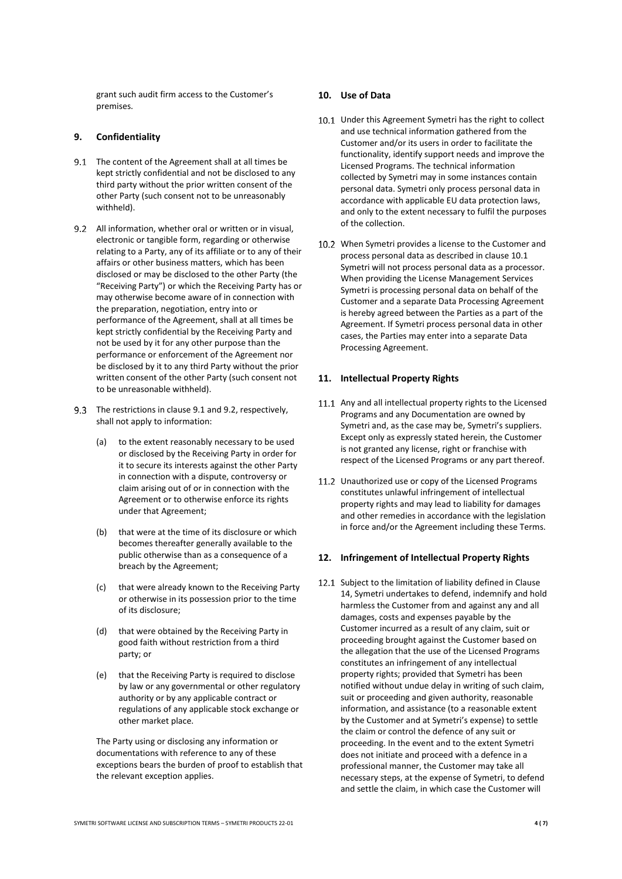grant such audit firm access to the Customer's premises.

## 9. Confidentiality

9.1 The content of the Agreement shall at all times be kept strictly confidential and not be disclosed to any third party without the prior written consent of the other Party (such consent not to be unreasonably withheld).

9.2 All information, whether oral or written or in visual, electronic or tangible form, regarding or otherwise relating to a Party, any of its affiliate or to any of their affairs or other business matters, which has been disclosed or may be disclosed to the other Party (the "Receiving Party") or which the Receiving Party has or may otherwise become aware of in connection with the preparation, negotiation, entry into or performance of the Agreement, shall at all times be kept strictly confidential by the Receiving Party and not be used by it for any other purpose than the performance or enforcement of the Agreement nor be disclosed by it to any third Party without the prior written consent of the other Party (such consent not to be unreasonable withheld).

9.3 The restrictions in clause 9.1 and 9.2, respectively, shall not apply to information:

(a) to the extent reasonably necessary to be used or disclosed by the Receiving Party in order for it to secure its interests against the other Party in connection with a dispute, controversy or claim arising out of or in connection with the Agreement or to otherwise enforce its rights under that Agreement;

(b) that were at the time of its disclosure or which becomes thereafter generally available to the public otherwise than as a consequence of a breach by the Agreement;

(c) that were already known to the Receiving Party or otherwise in its possession prior to the time of its disclosure;

(d) that were obtained by the Receiving Party in good faith without restriction from a third party; or

(e) that the Receiving Party is required to disclose by law or any governmental or other regulatory authority or by any applicable contract or regulations of any applicable stock exchange or other market place.

The Party using or disclosing any information or documentations with reference to any of these exceptions bears the burden of proof to establish that the relevant exception applies.

## 10. Use of Data

10.1 Under this Agreement Symetri has the right to collect and use technical information gathered from the Customer and/or its users in order to facilitate the functionality, identify support needs and improve the Licensed Programs. The technical information collected by Symetri may in some instances contain personal data. Symetri only process personal data in accordance with applicable EU data protection laws, and only to the extent necessary to fulfil the purposes of the collection.

10.2 When Symetri provides a license to the Customer and process personal data as described in clause 10.1 Symetri will not process personal data as a processor. When providing the License Management Services Symetri is processing personal data on behalf of the Customer and a separate Data Processing Agreement is hereby agreed between the Parties as a part of the Agreement. If Symetri process personal data in other cases, the Parties may enter into a separate Data Processing Agreement.

## 11. Intellectual Property Rights

11.1 Any and all intellectual property rights to the Licensed Programs and any Documentation are owned by Symetri and, as the case may be, Symetri's suppliers. Except only as expressly stated herein, the Customer is not granted any license, right or franchise with respect of the Licensed Programs or any part thereof.

11.2 Unauthorized use or copy of the Licensed Programs constitutes unlawful infringement of intellectual property rights and may lead to liability for damages and other remedies in accordance with the legislation in force and/or the Agreement including these Terms.

## 12. Infringement of Intellectual Property Rights

12.1 Subject to the limitation of liability defined in Clause 14, Symetri undertakes to defend, indemnify and hold harmless the Customer from and against any and all damages, costs and expenses payable by the Customer incurred as a result of any claim, suit or proceeding brought against the Customer based on the allegation that the use of the Licensed Programs constitutes an infringement of any intellectual property rights; provided that Symetri has been notified without undue delay in writing of such claim, suit or proceeding and given authority, reasonable information, and assistance (to a reasonable extent by the Customer and at Symetri's expense) to settle the claim or control the defence of any suit or proceeding. In the event and to the extent Symetri does not initiate and proceed with a defence in a professional manner, the Customer may take all necessary steps, at the expense of Symetri, to defend and settle the claim, in which case the Customer will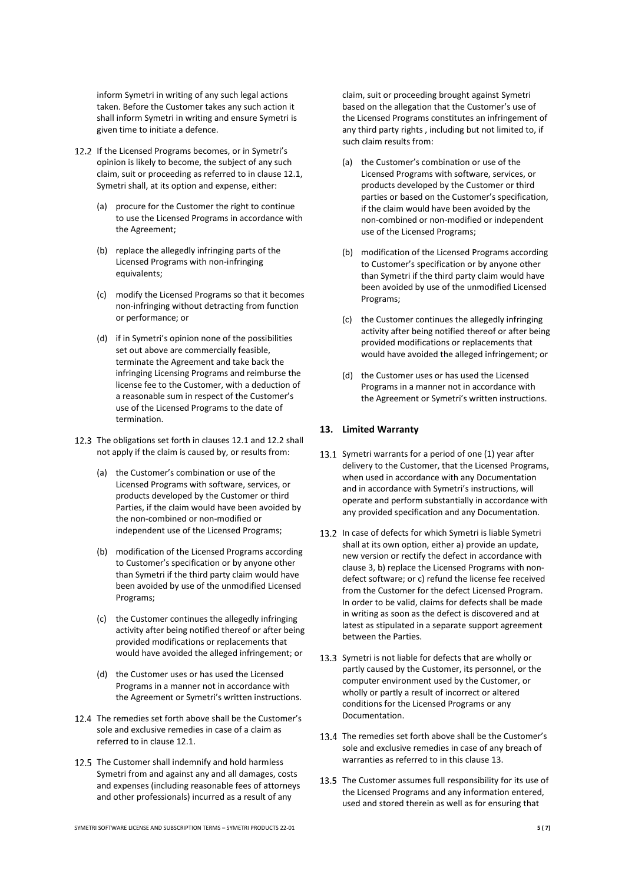inform Symetri in writing of any such legal actions taken. Before the Customer takes any such action it shall inform Symetri in writing and ensure Symetri is given time to initiate a defence.

12.2 If the Licensed Programs becomes, or in Symetri's opinion is likely to become, the subject of any such claim, suit or proceeding as referred to in clause 12.1, Symetri shall, at its option and expense, either:

(a) procure for the Customer the right to continue to use the Licensed Programs in accordance with the Agreement;

(b) replace the allegedly infringing parts of the Licensed Programs with non-infringing equivalents;

(c) modify the Licensed Programs so that it becomes non-infringing without detracting from function or performance; or

(d) if in Symetri's opinion none of the possibilities set out above are commercially feasible, terminate the Agreement and take back the infringing Licensing Programs and reimburse the license fee to the Customer, with a deduction of a reasonable sum in respect of the Customer's use of the Licensed Programs to the date of termination.

12.3 The obligations set forth in clauses 12.1 and 12.2 shall not apply if the claim is caused by, or results from:

(a) the Customer's combination or use of the Licensed Programs with software, services, or products developed by the Customer or third Parties, if the claim would have been avoided by the non-combined or non-modified or independent use of the Licensed Programs;

(b) modification of the Licensed Programs according to Customer's specification or by anyone other than Symetri if the third party claim would have been avoided by use of the unmodified Licensed Programs;

(c) the Customer continues the allegedly infringing activity after being notified thereof or after being provided modifications or replacements that would have avoided the alleged infringement; or

(d) the Customer uses or has used the Licensed Programs in a manner not in accordance with the Agreement or Symetri's written instructions.

12.4 The remedies set forth above shall be the Customer's sole and exclusive remedies in case of a claim as referred to in clause 12.1.

12.5 The Customer shall indemnify and hold harmless Symetri from and against any and all damages, costs and expenses (including reasonable fees of attorneys and other professionals) incurred as a result of any claim, suit or proceeding brought against Symetri based on the allegation that the Customer's use of the Licensed Programs constitutes an infringement of any third party rights , including but not limited to, if such claim results from:

(a) the Customer's combination or use of the Licensed Programs with software, services, or products developed by the Customer or third parties or based on the Customer's specification, if the claim would have been avoided by the non-combined or non-modified or independent use of the Licensed Programs;

(b) modification of the Licensed Programs according to Customer's specification or by anyone other than Symetri if the third party claim would have been avoided by use of the unmodified Licensed Programs;

(c) the Customer continues the allegedly infringing activity after being notified thereof or after being provided modifications or replacements that would have avoided the alleged infringement; or

(d) the Customer uses or has used the Licensed Programs in a manner not in accordance with the Agreement or Symetri's written instructions.

## 13. Limited Warranty

13.1 Symetri warrants for a period of one (1) year after delivery to the Customer, that the Licensed Programs, when used in accordance with any Documentation and in accordance with Symetri's instructions, will operate and perform substantially in accordance with any provided specification and any Documentation.

13.2 In case of defects for which Symetri is liable Symetri shall at its own option, either a) provide an update, new version or rectify the defect in accordance with clause 3, b) replace the Licensed Programs with non-defect software; or c) refund the license fee received from the Customer for the defect Licensed Program. In order to be valid, claims for defects shall be made in writing as soon as the defect is discovered and at latest as stipulated in a separate support agreement between the Parties.

13.3 Symetri is not liable for defects that are wholly or partly caused by the Customer, its personnel, or the computer environment used by the Customer, or wholly or partly a result of incorrect or altered conditions for the Licensed Programs or any Documentation.

13.4 The remedies set forth above shall be the Customer's sole and exclusive remedies in case of any breach of warranties as referred to in this clause 13.

13.5 The Customer assumes full responsibility for its use of the Licensed Programs and any information entered, used and stored therein as well as for ensuring that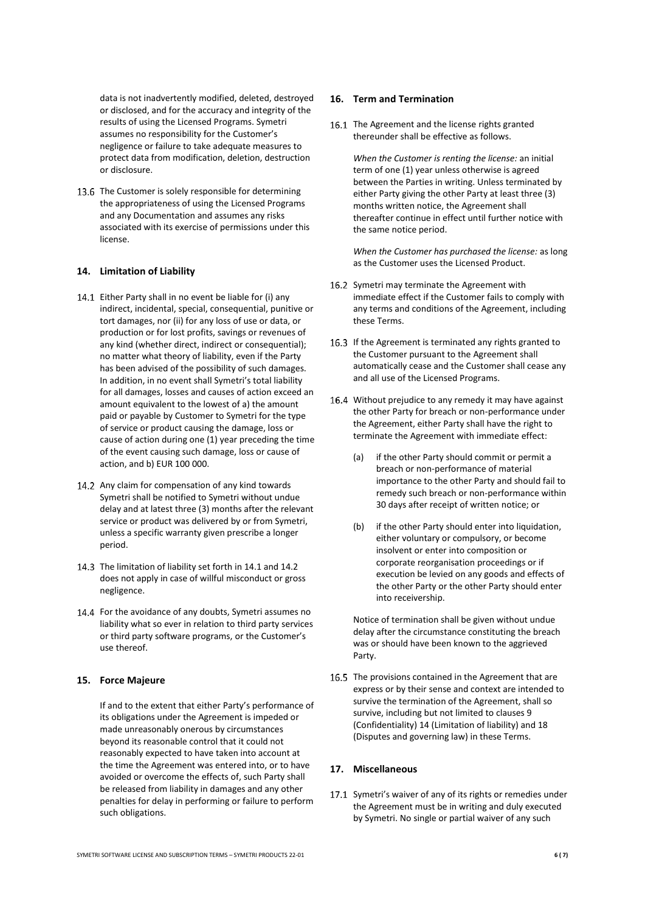data is not inadvertently modified, deleted, destroyed or disclosed, and for the accuracy and integrity of the results of using the Licensed Programs. Symetri assumes no responsibility for the Customer's negligence or failure to take adequate measures to protect data from modification, deletion, destruction or disclosure.

13.6 The Customer is solely responsible for determining the appropriateness of using the Licensed Programs and any Documentation and assumes any risks associated with its exercise of permissions under this license.

## 14. Limitation of Liability

14.1 Either Party shall in no event be liable for (i) any indirect, incidental, special, consequential, punitive or tort damages, nor (ii) for any loss of use or data, or production or for lost profits, savings or revenues of any kind (whether direct, indirect or consequential); no matter what theory of liability, even if the Party has been advised of the possibility of such damages. In addition, in no event shall Symetri's total liability for all damages, losses and causes of action exceed an amount equivalent to the lowest of a) the amount paid or payable by Customer to Symetri for the type of service or product causing the damage, loss or cause of action during one (1) year preceding the time of the event causing such damage, loss or cause of action, and b) EUR 100 000.

14.2 Any claim for compensation of any kind towards Symetri shall be notified to Symetri without undue delay and at latest three (3) months after the relevant service or product was delivered by or from Symetri, unless a specific warranty given prescribe a longer period.

14.3 The limitation of liability set forth in 14.1 and 14.2 does not apply in case of willful misconduct or gross negligence.

14.4 For the avoidance of any doubts, Symetri assumes no liability what so ever in relation to third party services or third party software programs, or the Customer's use thereof.

## 15. Force Majeure

If and to the extent that either Party's performance of its obligations under the Agreement is impeded or made unreasonably onerous by circumstances beyond its reasonable control that it could not reasonably expected to have taken into account at the time the Agreement was entered into, or to have avoided or overcome the effects of, such Party shall be released from liability in damages and any other penalties for delay in performing or failure to perform such obligations.

## 16. Term and Termination

16.1 The Agreement and the license rights granted thereunder shall be effective as follows.

*When the Customer is renting the license:* an initial term of one (1) year unless otherwise is agreed between the Parties in writing. Unless terminated by either Party giving the other Party at least three (3) months written notice, the Agreement shall thereafter continue in effect until further notice with the same notice period.

*When the Customer has purchased the license:* as long as the Customer uses the Licensed Product.

16.2 Symetri may terminate the Agreement with immediate effect if the Customer fails to comply with any terms and conditions of the Agreement, including these Terms.

16.3 If the Agreement is terminated any rights granted to the Customer pursuant to the Agreement shall automatically cease and the Customer shall cease any and all use of the Licensed Programs.

16.4 Without prejudice to any remedy it may have against the other Party for breach or non-performance under the Agreement, either Party shall have the right to terminate the Agreement with immediate effect:

(a) if the other Party should commit or permit a breach or non-performance of material importance to the other Party and should fail to remedy such breach or non-performance within 30 days after receipt of written notice; or

(b) if the other Party should enter into liquidation, either voluntary or compulsory, or become insolvent or enter into composition or corporate reorganisation proceedings or if execution be levied on any goods and effects of the other Party or the other Party should enter into receivership.

Notice of termination shall be given without undue delay after the circumstance constituting the breach was or should have been known to the aggrieved Party.

16.5 The provisions contained in the Agreement that are express or by their sense and context are intended to survive the termination of the Agreement, shall so survive, including but not limited to clauses 9 (Confidentiality) 14 (Limitation of liability) and 18 (Disputes and governing law) in these Terms.

## 17. Miscellaneous

17.1 Symetri's waiver of any of its rights or remedies under the Agreement must be in writing and duly executed by Symetri. No single or partial waiver of any such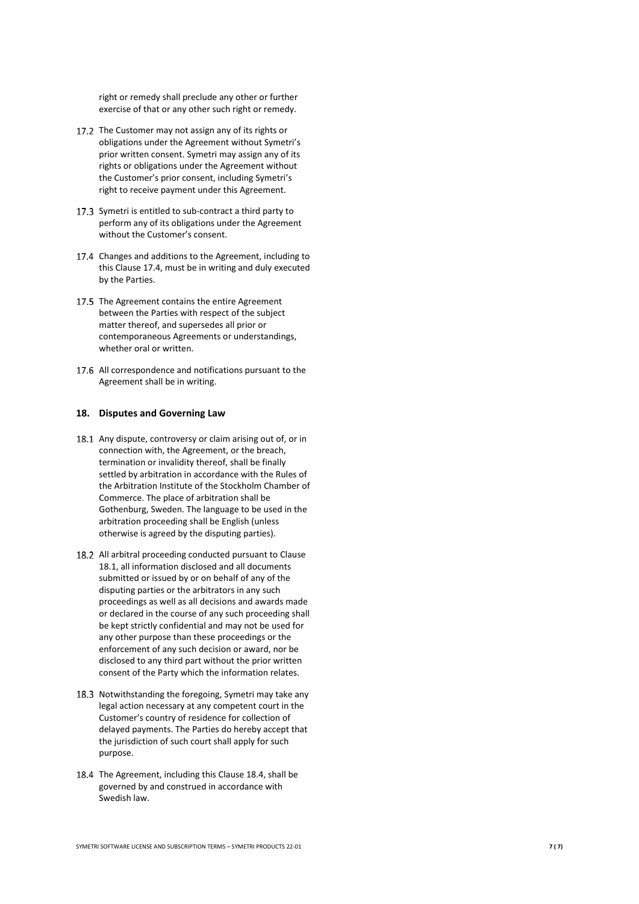right or remedy shall preclude any other or further exercise of that or any other such right or remedy.

17.2 The Customer may not assign any of its rights or obligations under the Agreement without Symetri's prior written consent. Symetri may assign any of its rights or obligations under the Agreement without the Customer's prior consent, including Symetri's right to receive payment under this Agreement.

17.3 Symetri is entitled to sub-contract a third party to perform any of its obligations under the Agreement without the Customer's consent.

17.4 Changes and additions to the Agreement, including to this Clause 17.4, must be in writing and duly executed by the Parties.

17.5 The Agreement contains the entire Agreement between the Parties with respect of the subject matter thereof, and supersedes all prior or contemporaneous Agreements or understandings, whether oral or written.

17.6 All correspondence and notifications pursuant to the Agreement shall be in writing.

## 18. Disputes and Governing Law

18.1 Any dispute, controversy or claim arising out of, or in connection with, the Agreement, or the breach, termination or invalidity thereof, shall be finally settled by arbitration in accordance with the Rules of the Arbitration Institute of the Stockholm Chamber of Commerce. The place of arbitration shall be Gothenburg, Sweden. The language to be used in the arbitration proceeding shall be English (unless otherwise is agreed by the disputing parties).

18.2 All arbitral proceeding conducted pursuant to Clause 18.1, all information disclosed and all documents submitted or issued by or on behalf of any of the disputing parties or the arbitrators in any such proceedings as well as all decisions and awards made or declared in the course of any such proceeding shall be kept strictly confidential and may not be used for any other purpose than these proceedings or the enforcement of any such decision or award, nor be disclosed to any third part without the prior written consent of the Party which the information relates.

18.3 Notwithstanding the foregoing, Symetri may take any legal action necessary at any competent court in the Customer's country of residence for collection of delayed payments. The Parties do hereby accept that the jurisdiction of such court shall apply for such purpose.

18.4 The Agreement, including this Clause 18.4, shall be governed by and construed in accordance with Swedish law.